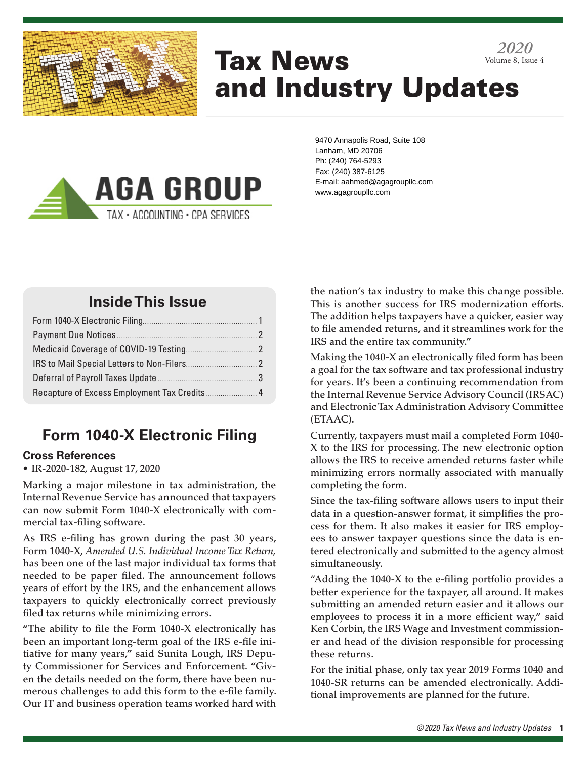# Tax News and Industry Updates

2020
Volume 8, Issue 4

**AGA GROUP**
TAX • ACCOUNTING • CPA SERVICES

9470 Annapolis Road, Suite 108
Lanham, MD 20706
Ph: (240) 764-5293
Fax: (240) 387-6125
E-mail: aahmed@agagroupllc.com
www.agagroupllc.com

## Inside This Issue

| | |
|---|---|
| Form 1040-X Electronic Filing | 1 |
| Payment Due Notices | 2 |
| Medicaid Coverage of COVID-19 Testing | 2 |
| IRS to Mail Special Letters to Non-Filers | 2 |
| Deferral of Payroll Taxes Update | 3 |
| Recapture of Excess Employment Tax Credits | 4 |

## Form 1040-X Electronic Filing

### Cross References

- IR-2020-182, August 17, 2020

Marking a major milestone in tax administration, the Internal Revenue Service has announced that taxpayers can now submit Form 1040-X electronically with commercial tax-filing software.

As IRS e-filing has grown during the past 30 years, Form 1040-X, *Amended U.S. Individual Income Tax Return,* has been one of the last major individual tax forms that needed to be paper filed. The announcement follows years of effort by the IRS, and the enhancement allows taxpayers to quickly electronically correct previously filed tax returns while minimizing errors.

"The ability to file the Form 1040-X electronically has been an important long-term goal of the IRS e-file initiative for many years," said Sunita Lough, IRS Deputy Commissioner for Services and Enforcement. "Given the details needed on the form, there have been numerous challenges to add this form to the e-file family. Our IT and business operation teams worked hard with the nation's tax industry to make this change possible. This is another success for IRS modernization efforts. The addition helps taxpayers have a quicker, easier way to file amended returns, and it streamlines work for the IRS and the entire tax community."

Making the 1040-X an electronically filed form has been a goal for the tax software and tax professional industry for years. It's been a continuing recommendation from the Internal Revenue Service Advisory Council (IRSAC) and Electronic Tax Administration Advisory Committee (ETAAC).

Currently, taxpayers must mail a completed Form 1040-X to the IRS for processing. The new electronic option allows the IRS to receive amended returns faster while minimizing errors normally associated with manually completing the form.

Since the tax-filing software allows users to input their data in a question-answer format, it simplifies the process for them. It also makes it easier for IRS employees to answer taxpayer questions since the data is entered electronically and submitted to the agency almost simultaneously.

"Adding the 1040-X to the e-filing portfolio provides a better experience for the taxpayer, all around. It makes submitting an amended return easier and it allows our employees to process it in a more efficient way," said Ken Corbin, the IRS Wage and Investment commissioner and head of the division responsible for processing these returns.

For the initial phase, only tax year 2019 Forms 1040 and 1040-SR returns can be amended electronically. Additional improvements are planned for the future.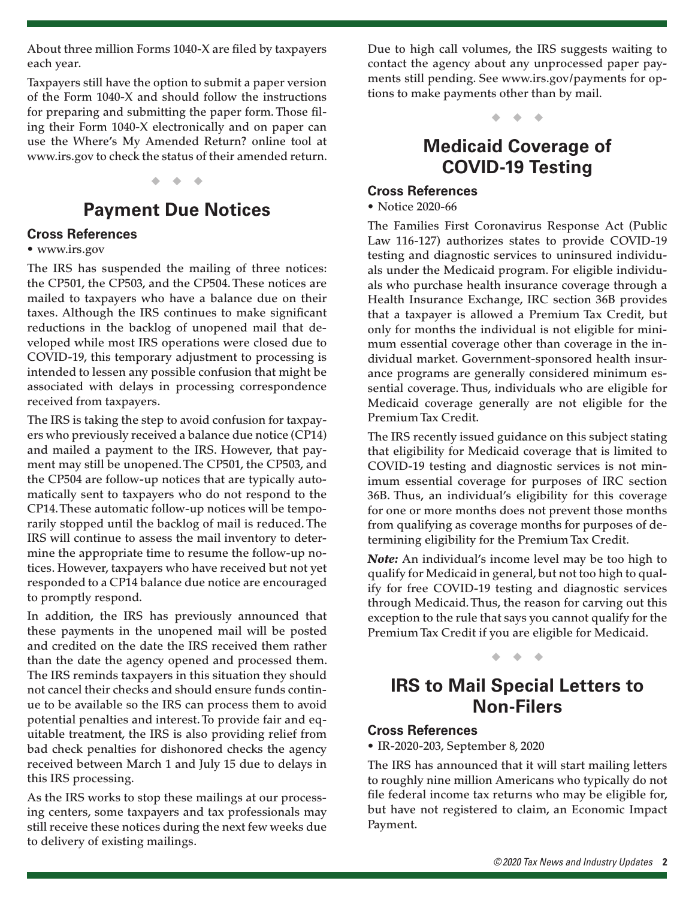About three million Forms 1040-X are filed by taxpayers each year.

Taxpayers still have the option to submit a paper version of the Form 1040-X and should follow the instructions for preparing and submitting the paper form. Those filing their Form 1040-X electronically and on paper can use the Where's My Amended Return? online tool at www.irs.gov to check the status of their amended return.

◆ ◆ ◆

## Payment Due Notices

### Cross References

- www.irs.gov

The IRS has suspended the mailing of three notices: the CP501, the CP503, and the CP504. These notices are mailed to taxpayers who have a balance due on their taxes. Although the IRS continues to make significant reductions in the backlog of unopened mail that developed while most IRS operations were closed due to COVID-19, this temporary adjustment to processing is intended to lessen any possible confusion that might be associated with delays in processing correspondence received from taxpayers.

The IRS is taking the step to avoid confusion for taxpayers who previously received a balance due notice (CP14) and mailed a payment to the IRS. However, that payment may still be unopened. The CP501, the CP503, and the CP504 are follow-up notices that are typically automatically sent to taxpayers who do not respond to the CP14. These automatic follow-up notices will be temporarily stopped until the backlog of mail is reduced. The IRS will continue to assess the mail inventory to determine the appropriate time to resume the follow-up notices. However, taxpayers who have received but not yet responded to a CP14 balance due notice are encouraged to promptly respond.

In addition, the IRS has previously announced that these payments in the unopened mail will be posted and credited on the date the IRS received them rather than the date the agency opened and processed them. The IRS reminds taxpayers in this situation they should not cancel their checks and should ensure funds continue to be available so the IRS can process them to avoid potential penalties and interest. To provide fair and equitable treatment, the IRS is also providing relief from bad check penalties for dishonored checks the agency received between March 1 and July 15 due to delays in this IRS processing.

As the IRS works to stop these mailings at our processing centers, some taxpayers and tax professionals may still receive these notices during the next few weeks due to delivery of existing mailings.

Due to high call volumes, the IRS suggests waiting to contact the agency about any unprocessed paper payments still pending. See www.irs.gov/payments for options to make payments other than by mail.

◆ ◆ ◆

## Medicaid Coverage of COVID-19 Testing

### Cross References

- Notice 2020-66

The Families First Coronavirus Response Act (Public Law 116-127) authorizes states to provide COVID-19 testing and diagnostic services to uninsured individuals under the Medicaid program. For eligible individuals who purchase health insurance coverage through a Health Insurance Exchange, IRC section 36B provides that a taxpayer is allowed a Premium Tax Credit, but only for months the individual is not eligible for minimum essential coverage other than coverage in the individual market. Government-sponsored health insurance programs are generally considered minimum essential coverage. Thus, individuals who are eligible for Medicaid coverage generally are not eligible for the Premium Tax Credit.

The IRS recently issued guidance on this subject stating that eligibility for Medicaid coverage that is limited to COVID-19 testing and diagnostic services is not minimum essential coverage for purposes of IRC section 36B. Thus, an individual's eligibility for this coverage for one or more months does not prevent those months from qualifying as coverage months for purposes of determining eligibility for the Premium Tax Credit.

***Note:*** An individual's income level may be too high to qualify for Medicaid in general, but not too high to qualify for free COVID-19 testing and diagnostic services through Medicaid. Thus, the reason for carving out this exception to the rule that says you cannot qualify for the Premium Tax Credit if you are eligible for Medicaid.

◆ ◆ ◆

## IRS to Mail Special Letters to Non-Filers

### Cross References

- IR-2020-203, September 8, 2020

The IRS has announced that it will start mailing letters to roughly nine million Americans who typically do not file federal income tax returns who may be eligible for, but have not registered to claim, an Economic Impact Payment.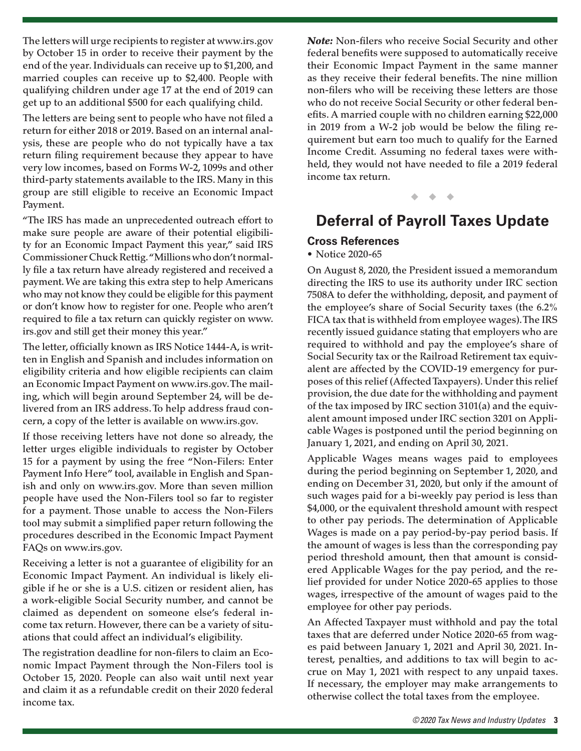The letters will urge recipients to register at www.irs.gov by October 15 in order to receive their payment by the end of the year. Individuals can receive up to $1,200, and married couples can receive up to $2,400. People with qualifying children under age 17 at the end of 2019 can get up to an additional $500 for each qualifying child.

The letters are being sent to people who have not filed a return for either 2018 or 2019. Based on an internal analysis, these are people who do not typically have a tax return filing requirement because they appear to have very low incomes, based on Forms W-2, 1099s and other third-party statements available to the IRS. Many in this group are still eligible to receive an Economic Impact Payment.

"The IRS has made an unprecedented outreach effort to make sure people are aware of their potential eligibility for an Economic Impact Payment this year," said IRS Commissioner Chuck Rettig. "Millions who don't normally file a tax return have already registered and received a payment. We are taking this extra step to help Americans who may not know they could be eligible for this payment or don't know how to register for one. People who aren't required to file a tax return can quickly register on www.irs.gov and still get their money this year."

The letter, officially known as IRS Notice 1444-A, is written in English and Spanish and includes information on eligibility criteria and how eligible recipients can claim an Economic Impact Payment on www.irs.gov. The mailing, which will begin around September 24, will be delivered from an IRS address. To help address fraud concern, a copy of the letter is available on www.irs.gov.

If those receiving letters have not done so already, the letter urges eligible individuals to register by October 15 for a payment by using the free "Non-Filers: Enter Payment Info Here" tool, available in English and Spanish and only on www.irs.gov. More than seven million people have used the Non-Filers tool so far to register for a payment. Those unable to access the Non-Filers tool may submit a simplified paper return following the procedures described in the Economic Impact Payment FAQs on www.irs.gov.

Receiving a letter is not a guarantee of eligibility for an Economic Impact Payment. An individual is likely eligible if he or she is a U.S. citizen or resident alien, has a work-eligible Social Security number, and cannot be claimed as dependent on someone else's federal income tax return. However, there can be a variety of situations that could affect an individual's eligibility.

The registration deadline for non-filers to claim an Economic Impact Payment through the Non-Filers tool is October 15, 2020. People can also wait until next year and claim it as a refundable credit on their 2020 federal income tax.

***Note:*** Non-filers who receive Social Security and other federal benefits were supposed to automatically receive their Economic Impact Payment in the same manner as they receive their federal benefits. The nine million non-filers who will be receiving these letters are those who do not receive Social Security or other federal benefits. A married couple with no children earning $22,000 in 2019 from a W-2 job would be below the filing requirement but earn too much to qualify for the Earned Income Credit. Assuming no federal taxes were withheld, they would not have needed to file a 2019 federal income tax return.

◆ ◆ ◆

## Deferral of Payroll Taxes Update

### Cross References

- Notice 2020-65

On August 8, 2020, the President issued a memorandum directing the IRS to use its authority under IRC section 7508A to defer the withholding, deposit, and payment of the employee's share of Social Security taxes (the 6.2% FICA tax that is withheld from employee wages). The IRS recently issued guidance stating that employers who are required to withhold and pay the employee's share of Social Security tax or the Railroad Retirement tax equivalent are affected by the COVID-19 emergency for purposes of this relief (Affected Taxpayers). Under this relief provision, the due date for the withholding and payment of the tax imposed by IRC section 3101(a) and the equivalent amount imposed under IRC section 3201 on Applicable Wages is postponed until the period beginning on January 1, 2021, and ending on April 30, 2021.

Applicable Wages means wages paid to employees during the period beginning on September 1, 2020, and ending on December 31, 2020, but only if the amount of such wages paid for a bi-weekly pay period is less than $4,000, or the equivalent threshold amount with respect to other pay periods. The determination of Applicable Wages is made on a pay period-by-pay period basis. If the amount of wages is less than the corresponding pay period threshold amount, then that amount is considered Applicable Wages for the pay period, and the relief provided for under Notice 2020-65 applies to those wages, irrespective of the amount of wages paid to the employee for other pay periods.

An Affected Taxpayer must withhold and pay the total taxes that are deferred under Notice 2020-65 from wages paid between January 1, 2021 and April 30, 2021. Interest, penalties, and additions to tax will begin to accrue on May 1, 2021 with respect to any unpaid taxes. If necessary, the employer may make arrangements to otherwise collect the total taxes from the employee.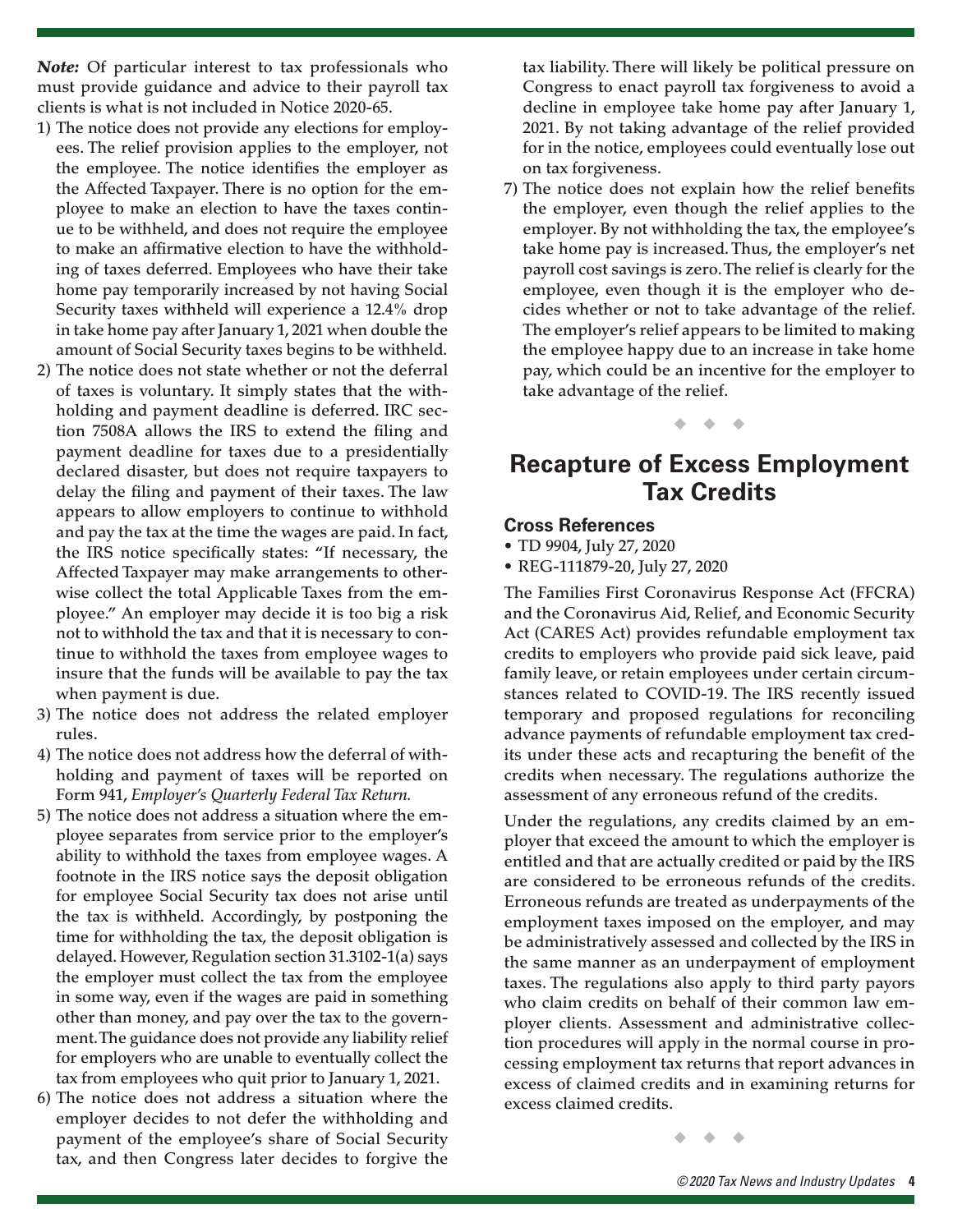***Note:*** **Of particular interest to tax professionals who must provide guidance and advice to their payroll tax clients is what is not included in Notice 2020-65.**

1) The notice does not provide any elections for employees. The relief provision applies to the employer, not the employee. The notice identifies the employer as the Affected Taxpayer. There is no option for the employee to make an election to have the taxes continue to be withheld, and does not require the employee to make an affirmative election to have the withholding of taxes deferred. Employees who have their take home pay temporarily increased by not having Social Security taxes withheld will experience a 12.4% drop in take home pay after January 1, 2021 when double the amount of Social Security taxes begins to be withheld.
2) The notice does not state whether or not the deferral of taxes is voluntary. It simply states that the withholding and payment deadline is deferred. IRC section 7508A allows the IRS to extend the filing and payment deadline for taxes due to a presidentially declared disaster, but does not require taxpayers to delay the filing and payment of their taxes. The law appears to allow employers to continue to withhold and pay the tax at the time the wages are paid. In fact, the IRS notice specifically states: "If necessary, the Affected Taxpayer may make arrangements to otherwise collect the total Applicable Taxes from the employee." An employer may decide it is too big a risk not to withhold the tax and that it is necessary to continue to withhold the taxes from employee wages to insure that the funds will be available to pay the tax when payment is due.
3) The notice does not address the related employer rules.
4) The notice does not address how the deferral of withholding and payment of taxes will be reported on Form 941, *Employer's Quarterly Federal Tax Return.*
5) The notice does not address a situation where the employee separates from service prior to the employer's ability to withhold the taxes from employee wages. A footnote in the IRS notice says the deposit obligation for employee Social Security tax does not arise until the tax is withheld. Accordingly, by postponing the time for withholding the tax, the deposit obligation is delayed. However, Regulation section 31.3102-1(a) says the employer must collect the tax from the employee in some way, even if the wages are paid in something other than money, and pay over the tax to the government. The guidance does not provide any liability relief for employers who are unable to eventually collect the tax from employees who quit prior to January 1, 2021.
6) The notice does not address a situation where the employer decides to not defer the withholding and payment of the employee's share of Social Security tax, and then Congress later decides to forgive the tax liability. There will likely be political pressure on Congress to enact payroll tax forgiveness to avoid a decline in employee take home pay after January 1, 2021. By not taking advantage of the relief provided for in the notice, employees could eventually lose out on tax forgiveness.
7) The notice does not explain how the relief benefits the employer, even though the relief applies to the employer. By not withholding the tax, the employee's take home pay is increased. Thus, the employer's net payroll cost savings is zero. The relief is clearly for the employee, even though it is the employer who decides whether or not to take advantage of the relief. The employer's relief appears to be limited to making the employee happy due to an increase in take home pay, which could be an incentive for the employer to take advantage of the relief.

◆ ◆ ◆

## Recapture of Excess Employment Tax Credits

### Cross References

- TD 9904, July 27, 2020
- REG-111879-20, July 27, 2020

The Families First Coronavirus Response Act (FFCRA) and the Coronavirus Aid, Relief, and Economic Security Act (CARES Act) provides refundable employment tax credits to employers who provide paid sick leave, paid family leave, or retain employees under certain circumstances related to COVID-19. The IRS recently issued temporary and proposed regulations for reconciling advance payments of refundable employment tax credits under these acts and recapturing the benefit of the credits when necessary. The regulations authorize the assessment of any erroneous refund of the credits.

Under the regulations, any credits claimed by an employer that exceed the amount to which the employer is entitled and that are actually credited or paid by the IRS are considered to be erroneous refunds of the credits. Erroneous refunds are treated as underpayments of the employment taxes imposed on the employer, and may be administratively assessed and collected by the IRS in the same manner as an underpayment of employment taxes. The regulations also apply to third party payors who claim credits on behalf of their common law employer clients. Assessment and administrative collection procedures will apply in the normal course in processing employment tax returns that report advances in excess of claimed credits and in examining returns for excess claimed credits.

◆ ◆ ◆